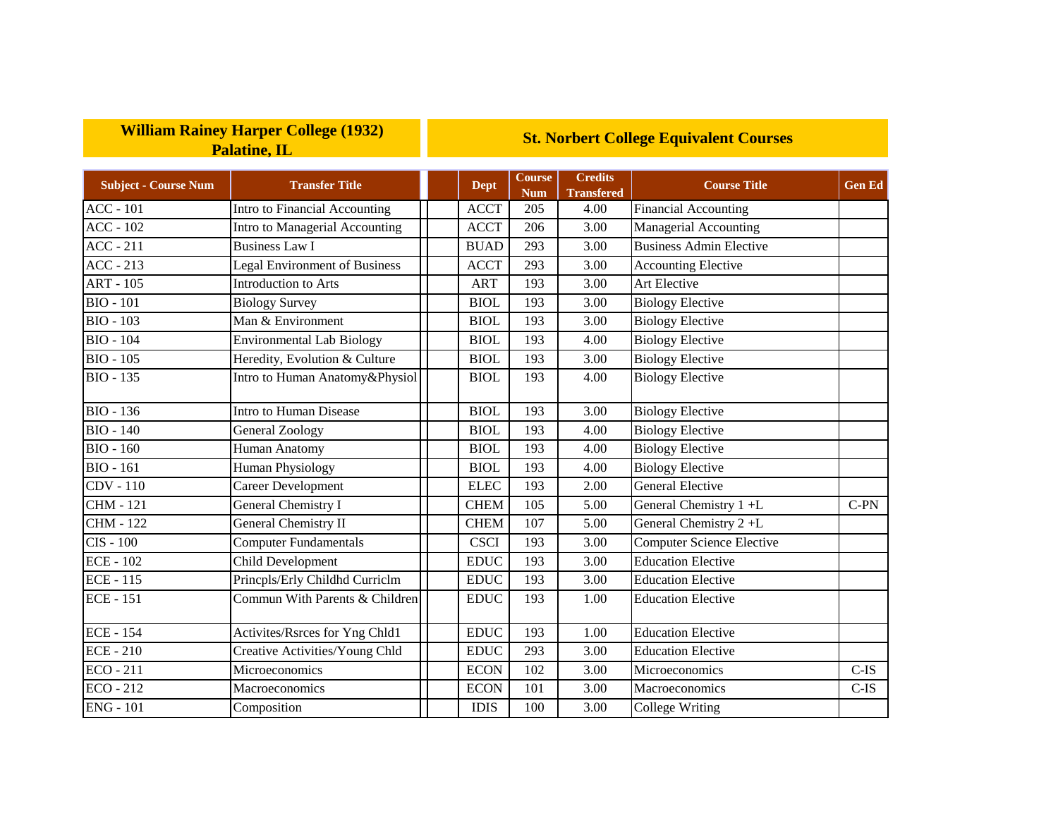| William Rainey Harper College (1932) Palatine, IL | | St. Norbert College Equivalent Courses | | | | |
|---|---|---|---|---|---|---|
| **Subject - Course Num** | **Transfer Title** | **Dept** | **Course Num** | **Credits Transfered** | **Course Title** | **Gen Ed** |
| ACC - 101 | Intro to Financial Accounting | ACCT | 205 | 4.00 | Financial Accounting | |
| ACC - 102 | Intro to Managerial Accounting | ACCT | 206 | 3.00 | Managerial Accounting | |
| ACC - 211 | Business Law I | BUAD | 293 | 3.00 | Business Admin Elective | |
| ACC - 213 | Legal Environment of Business | ACCT | 293 | 3.00 | Accounting Elective | |
| ART - 105 | Introduction to Arts | ART | 193 | 3.00 | Art Elective | |
| BIO - 101 | Biology Survey | BIOL | 193 | 3.00 | Biology Elective | |
| BIO - 103 | Man & Environment | BIOL | 193 | 3.00 | Biology Elective | |
| BIO - 104 | Environmental Lab Biology | BIOL | 193 | 4.00 | Biology Elective | |
| BIO - 105 | Heredity, Evolution & Culture | BIOL | 193 | 3.00 | Biology Elective | |
| BIO - 135 | Intro to Human Anatomy&Physiol | BIOL | 193 | 4.00 | Biology Elective | |
| BIO - 136 | Intro to Human Disease | BIOL | 193 | 3.00 | Biology Elective | |
| BIO - 140 | General Zoology | BIOL | 193 | 4.00 | Biology Elective | |
| BIO - 160 | Human Anatomy | BIOL | 193 | 4.00 | Biology Elective | |
| BIO - 161 | Human Physiology | BIOL | 193 | 4.00 | Biology Elective | |
| CDV - 110 | Career Development | ELEC | 193 | 2.00 | General Elective | |
| CHM - 121 | General Chemistry I | CHEM | 105 | 5.00 | General Chemistry 1 +L | C-PN |
| CHM - 122 | General Chemistry II | CHEM | 107 | 5.00 | General Chemistry 2 +L | |
| CIS - 100 | Computer Fundamentals | CSCI | 193 | 3.00 | Computer Science Elective | |
| ECE - 102 | Child Development | EDUC | 193 | 3.00 | Education Elective | |
| ECE - 115 | Princpls/Erly Childhd Curriclm | EDUC | 193 | 3.00 | Education Elective | |
| ECE - 151 | Commun With Parents & Children | EDUC | 193 | 1.00 | Education Elective | |
| ECE - 154 | Activites/Rsrces for Yng Chld1 | EDUC | 193 | 1.00 | Education Elective | |
| ECE - 210 | Creative Activities/Young Chld | EDUC | 293 | 3.00 | Education Elective | |
| ECO - 211 | Microeconomics | ECON | 102 | 3.00 | Microeconomics | C-IS |
| ECO - 212 | Macroeconomics | ECON | 101 | 3.00 | Macroeconomics | C-IS |
| ENG - 101 | Composition | IDIS | 100 | 3.00 | College Writing | |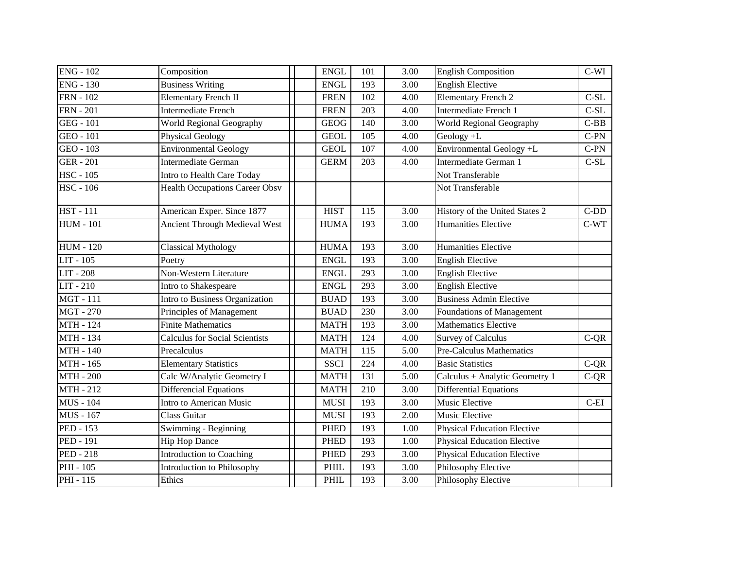| ENG - 102 | Composition | | | ENGL | 101 | 3.00 | English Composition | C-WI |
|---|---|---|---|---|---|---|---|---|
| ENG - 130 | Business Writing | | | ENGL | 193 | 3.00 | English Elective | |
| FRN - 102 | Elementary French II | | | FREN | 102 | 4.00 | Elementary French 2 | C-SL |
| FRN - 201 | Intermediate French | | | FREN | 203 | 4.00 | Intermediate French 1 | C-SL |
| GEG - 101 | World Regional Geography | | | GEOG | 140 | 3.00 | World Regional Geography | C-BB |
| GEO - 101 | Physical Geology | | | GEOL | 105 | 4.00 | Geology +L | C-PN |
| GEO - 103 | Environmental Geology | | | GEOL | 107 | 4.00 | Environmental Geology +L | C-PN |
| GER - 201 | Intermediate German | | | GERM | 203 | 4.00 | Intermediate German 1 | C-SL |
| HSC - 105 | Intro to Health Care Today | | | | | | Not Transferable | |
| HSC - 106 | Health Occupations Career Obsv | | | | | | Not Transferable | |
| HST - 111 | American Exper. Since 1877 | | | HIST | 115 | 3.00 | History of the United States 2 | C-DD |
| HUM - 101 | Ancient Through Medieval West | | | HUMA | 193 | 3.00 | Humanities Elective | C-WT |
| HUM - 120 | Classical Mythology | | | HUMA | 193 | 3.00 | Humanities Elective | |
| LIT - 105 | Poetry | | | ENGL | 193 | 3.00 | English Elective | |
| LIT - 208 | Non-Western Literature | | | ENGL | 293 | 3.00 | English Elective | |
| LIT - 210 | Intro to Shakespeare | | | ENGL | 293 | 3.00 | English Elective | |
| MGT - 111 | Intro to Business Organization | | | BUAD | 193 | 3.00 | Business Admin Elective | |
| MGT - 270 | Principles of Management | | | BUAD | 230 | 3.00 | Foundations of Management | |
| MTH - 124 | Finite Mathematics | | | MATH | 193 | 3.00 | Mathematics Elective | |
| MTH - 134 | Calculus for Social Scientists | | | MATH | 124 | 4.00 | Survey of Calculus | C-QR |
| MTH - 140 | Precalculus | | | MATH | 115 | 5.00 | Pre-Calculus Mathematics | |
| MTH - 165 | Elementary Statistics | | | SSCI | 224 | 4.00 | Basic Statistics | C-QR |
| MTH - 200 | Calc W/Analytic Geometry I | | | MATH | 131 | 5.00 | Calculus + Analytic Geometry 1 | C-QR |
| MTH - 212 | Differencial Equations | | | MATH | 210 | 3.00 | Differential Equations | |
| MUS - 104 | Intro to American Music | | | MUSI | 193 | 3.00 | Music Elective | C-EI |
| MUS - 167 | Class Guitar | | | MUSI | 193 | 2.00 | Music Elective | |
| PED - 153 | Swimming - Beginning | | | PHED | 193 | 1.00 | Physical Education Elective | |
| PED - 191 | Hip Hop Dance | | | PHED | 193 | 1.00 | Physical Education Elective | |
| PED - 218 | Introduction to Coaching | | | PHED | 293 | 3.00 | Physical Education Elective | |
| PHI - 105 | Introduction to Philosophy | | | PHIL | 193 | 3.00 | Philosophy Elective | |
| PHI - 115 | Ethics | | | PHIL | 193 | 3.00 | Philosophy Elective | |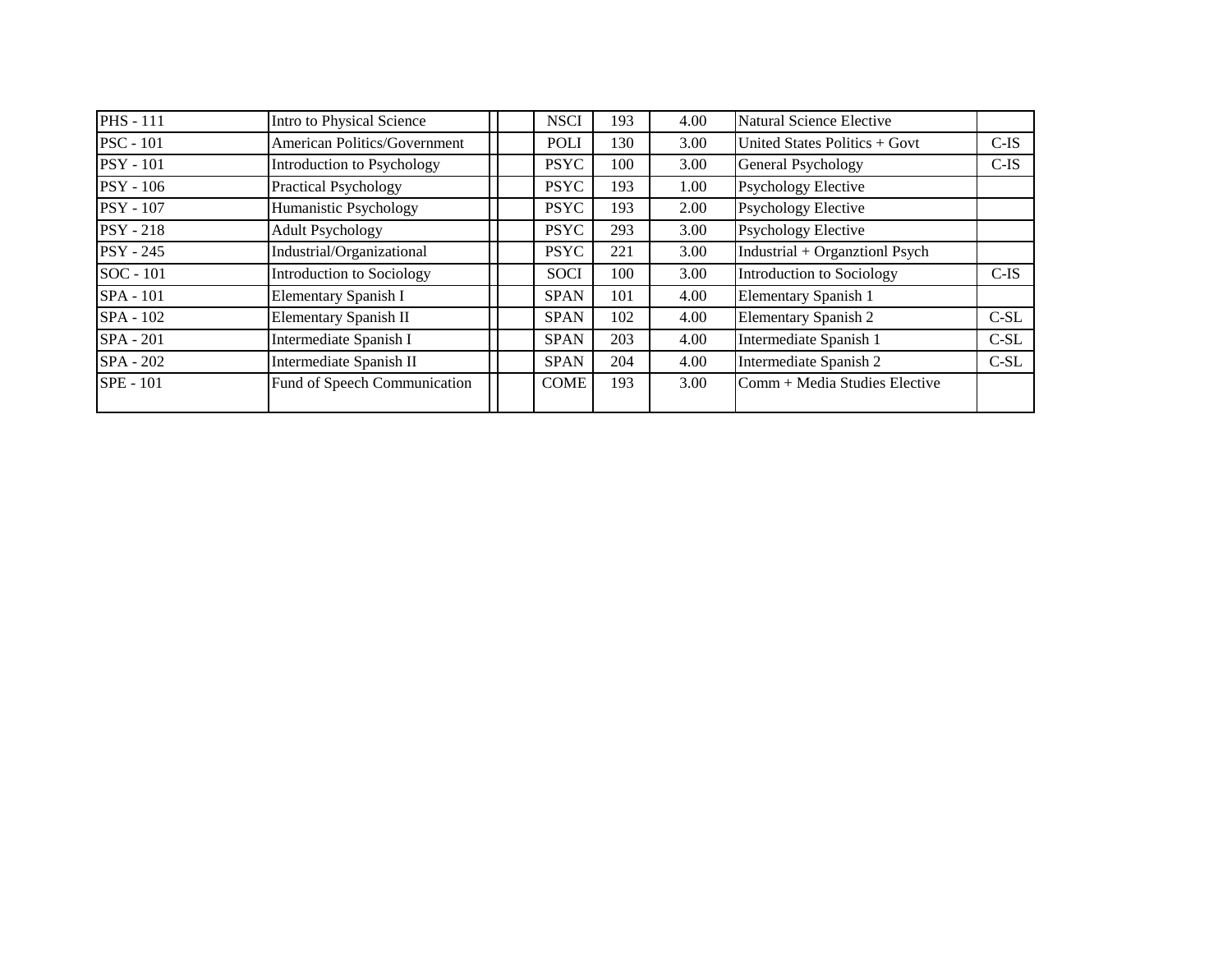| | | | | | | | | |
|---|---|---|---|---|---|---|---|---|
| PHS - 111 | Intro to Physical Science | | | NSCI | 193 | 4.00 | Natural Science Elective | |
| PSC - 101 | American Politics/Government | | | POLI | 130 | 3.00 | United States Politics + Govt | C-IS |
| PSY - 101 | Introduction to Psychology | | | PSYC | 100 | 3.00 | General Psychology | C-IS |
| PSY - 106 | Practical Psychology | | | PSYC | 193 | 1.00 | Psychology Elective | |
| PSY - 107 | Humanistic Psychology | | | PSYC | 193 | 2.00 | Psychology Elective | |
| PSY - 218 | Adult Psychology | | | PSYC | 293 | 3.00 | Psychology Elective | |
| PSY - 245 | Industrial/Organizational | | | PSYC | 221 | 3.00 | Industrial + Organztionl Psych | |
| SOC - 101 | Introduction to Sociology | | | SOCI | 100 | 3.00 | Introduction to Sociology | C-IS |
| SPA - 101 | Elementary Spanish I | | | SPAN | 101 | 4.00 | Elementary Spanish 1 | |
| SPA - 102 | Elementary Spanish II | | | SPAN | 102 | 4.00 | Elementary Spanish 2 | C-SL |
| SPA - 201 | Intermediate Spanish I | | | SPAN | 203 | 4.00 | Intermediate Spanish 1 | C-SL |
| SPA - 202 | Intermediate Spanish II | | | SPAN | 204 | 4.00 | Intermediate Spanish 2 | C-SL |
| SPE - 101 | Fund of Speech Communication | | | COME | 193 | 3.00 | Comm + Media Studies Elective | |